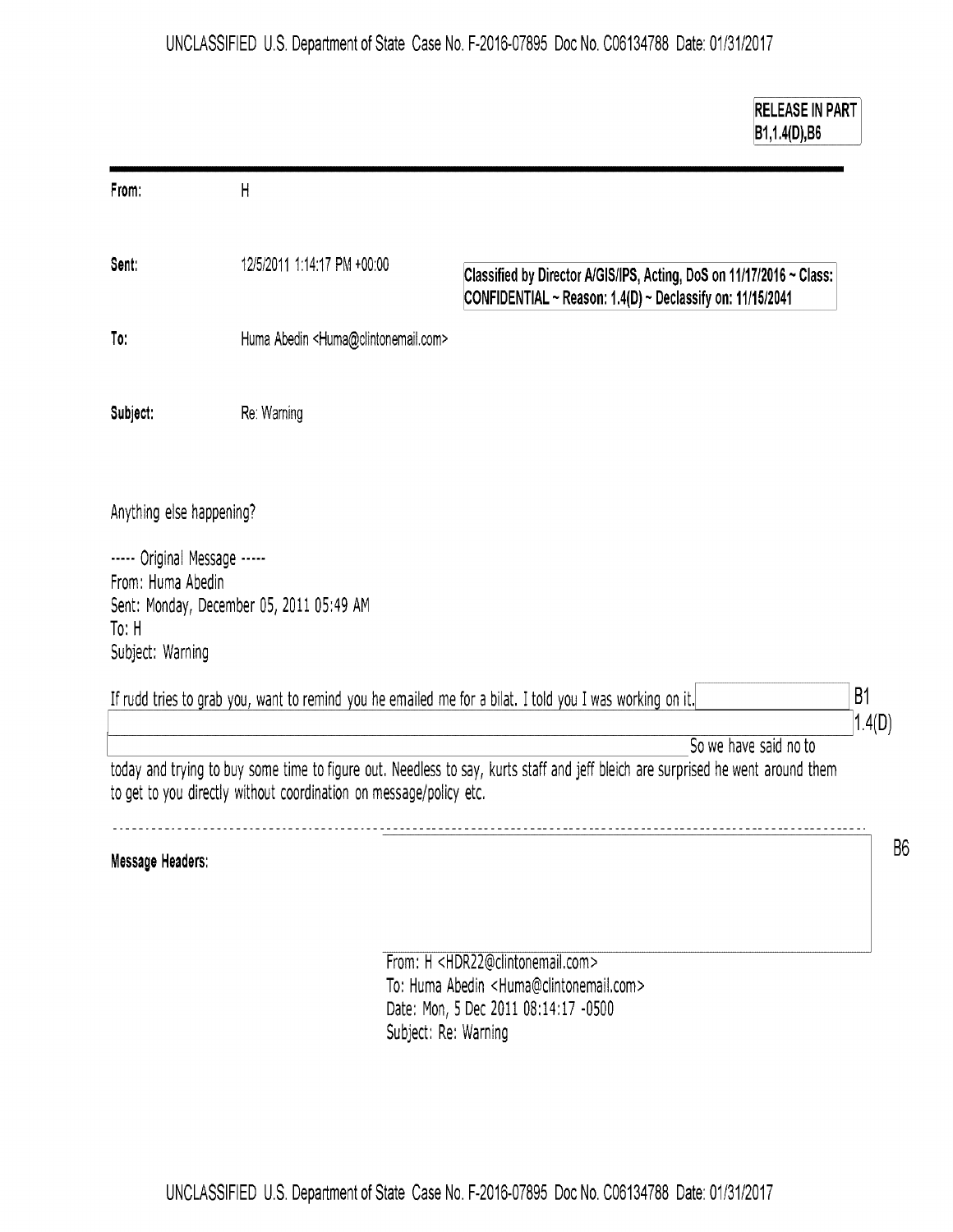RELEASE IN PART
B1,1.4(D),B6

| | |
|---|---|
| **From:** | H |
| **Sent:** | 12/5/2011 1:14:17 PM +00:00 |
| **To:** | Huma Abedin <Huma@clintonemail.com> |
| **Subject:** | Re: Warning |

**Classified by Director A/GIS/IPS, Acting, DoS on 11/17/2016 ~ Class: CONFIDENTIAL ~ Reason: 1.4(D) ~ Declassify on: 11/15/2041**

Anything else happening?

----- Original Message -----
From: Huma Abedin
Sent: Monday, December 05, 2011 05:49 AM
To: H
Subject: Warning

If rudd tries to grab you, want to remind you he emailed me for a bilat. I told you I was working on it. [B1 1.4(D)] So we have said no to today and trying to buy some time to figure out. Needless to say, kurts staff and jeff bleich are surprised he went around them to get to you directly without coordination on message/policy etc.

---

**Message Headers:** [B6]

From: H <HDR22@clintonemail.com>
To: Huma Abedin <Huma@clintonemail.com>
Date: Mon, 5 Dec 2011 08:14:17 -0500
Subject: Re: Warning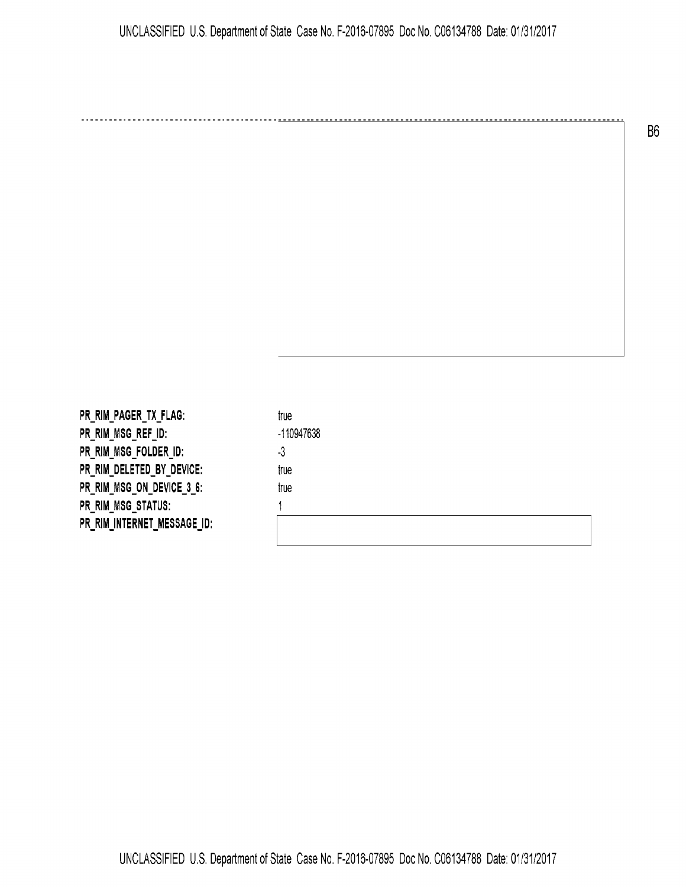B6

| | |
|---|---|
| PR_RIM_PAGER_TX_FLAG: | true |
| PR_RIM_MSG_REF_ID: | -110947638 |
| PR_RIM_MSG_FOLDER_ID: | -3 |
| PR_RIM_DELETED_BY_DEVICE: | true |
| PR_RIM_MSG_ON_DEVICE_3_6: | true |
| PR_RIM_MSG_STATUS: | 1 |
| PR_RIM_INTERNET_MESSAGE_ID: | |